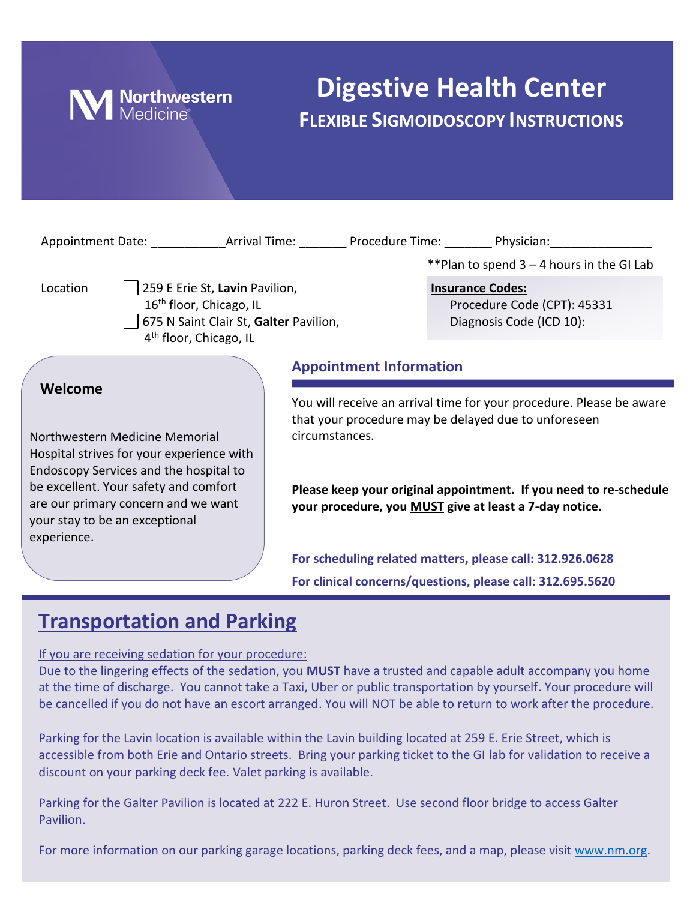Northwestern Medicine

# Digestive Health Center

## FLEXIBLE SIGMOIDOSCOPY INSTRUCTIONS

Appointment Date: ___________ Arrival Time: _______ Procedure Time: _______ Physician: _______________

**Plan to spend 3 – 4 hours in the GI Lab

Location
- ☐ 259 E Erie St, **Lavin** Pavilion, 16th floor, Chicago, IL
- ☐ 675 N Saint Clair St, **Galter** Pavilion, 4th floor, Chicago, IL

**Insurance Codes:**
Procedure Code (CPT): 45331
Diagnosis Code (ICD 10): ___________

### Welcome

Northwestern Medicine Memorial Hospital strives for your experience with Endoscopy Services and the hospital to be excellent. Your safety and comfort are our primary concern and we want your stay to be an exceptional experience.

### Appointment Information

You will receive an arrival time for your procedure. Please be aware that your procedure may be delayed due to unforeseen circumstances.

**Please keep your original appointment. If you need to re-schedule your procedure, you MUST give at least a 7-day notice.**

**For scheduling related matters, please call: 312.926.0628**

**For clinical concerns/questions, please call: 312.695.5620**

## Transportation and Parking

If you are receiving sedation for your procedure:
Due to the lingering effects of the sedation, you **MUST** have a trusted and capable adult accompany you home at the time of discharge. You cannot take a Taxi, Uber or public transportation by yourself. Your procedure will be cancelled if you do not have an escort arranged. You will NOT be able to return to work after the procedure.

Parking for the Lavin location is available within the Lavin building located at 259 E. Erie Street, which is accessible from both Erie and Ontario streets. Bring your parking ticket to the GI lab for validation to receive a discount on your parking deck fee. Valet parking is available.

Parking for the Galter Pavilion is located at 222 E. Huron Street. Use second floor bridge to access Galter Pavilion.

For more information on our parking garage locations, parking deck fees, and a map, please visit www.nm.org.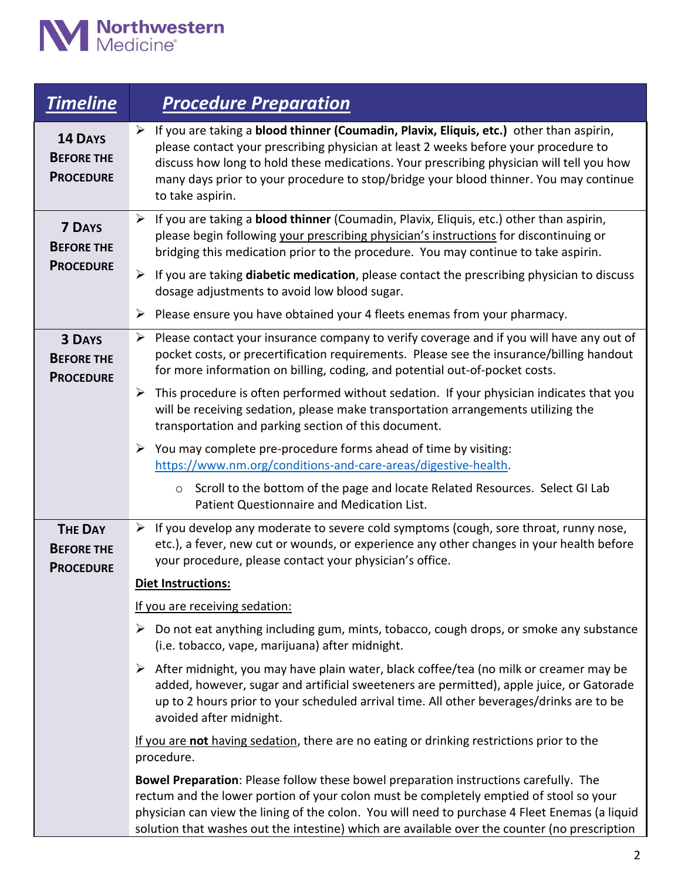| ***Timeline*** | ***Procedure Preparation*** |
|---|---|
| **14 Days Before the Procedure** | ➢ If you are taking a **blood thinner (Coumadin, Plavix, Eliquis, etc.)** other than aspirin, please contact your prescribing physician at least 2 weeks before your procedure to discuss how long to hold these medications. Your prescribing physician will tell you how many days prior to your procedure to stop/bridge your blood thinner. You may continue to take aspirin. |
| **7 Days Before the Procedure** | ➢ If you are taking a **blood thinner** (Coumadin, Plavix, Eliquis, etc.) other than aspirin, please begin following your prescribing physician's instructions for discontinuing or bridging this medication prior to the procedure. You may continue to take aspirin.<br><br>➢ If you are taking **diabetic medication**, please contact the prescribing physician to discuss dosage adjustments to avoid low blood sugar.<br><br>➢ Please ensure you have obtained your 4 fleets enemas from your pharmacy. |
| **3 Days Before the Procedure** | ➢ Please contact your insurance company to verify coverage and if you will have any out of pocket costs, or precertification requirements. Please see the insurance/billing handout for more information on billing, coding, and potential out-of-pocket costs.<br><br>➢ This procedure is often performed without sedation. If your physician indicates that you will be receiving sedation, please make transportation arrangements utilizing the transportation and parking section of this document.<br><br>➢ You may complete pre-procedure forms ahead of time by visiting: https://www.nm.org/conditions-and-care-areas/digestive-health.<br>○ Scroll to the bottom of the page and locate Related Resources. Select GI Lab Patient Questionnaire and Medication List. |
| **The Day Before the Procedure** | ➢ If you develop any moderate to severe cold symptoms (cough, sore throat, runny nose, etc.), a fever, new cut or wounds, or experience any other changes in your health before your procedure, please contact your physician's office.<br><br>**Diet Instructions:**<br><br>If you are receiving sedation:<br><br>➢ Do not eat anything including gum, mints, tobacco, cough drops, or smoke any substance (i.e. tobacco, vape, marijuana) after midnight.<br><br>➢ After midnight, you may have plain water, black coffee/tea (no milk or creamer may be added, however, sugar and artificial sweeteners are permitted), apple juice, or Gatorade up to 2 hours prior to your scheduled arrival time. All other beverages/drinks are to be avoided after midnight.<br><br>If you are **not** having sedation, there are no eating or drinking restrictions prior to the procedure.<br><br>**Bowel Preparation**: Please follow these bowel preparation instructions carefully. The rectum and the lower portion of your colon must be completely emptied of stool so your physician can view the lining of the colon. You will need to purchase 4 Fleet Enemas (a liquid solution that washes out the intestine) which are available over the counter (no prescription |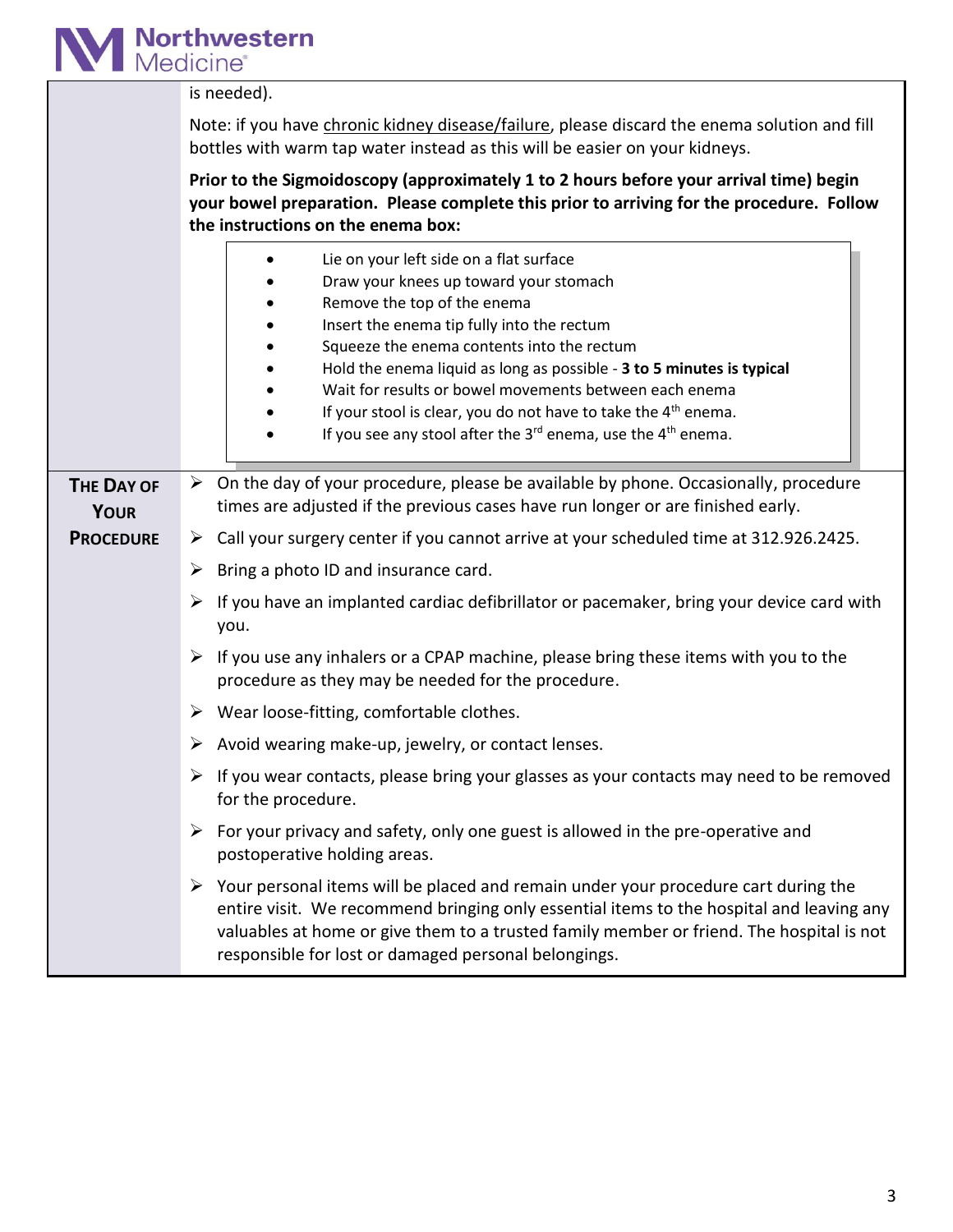is needed).

Note: if you have chronic kidney disease/failure, please discard the enema solution and fill bottles with warm tap water instead as this will be easier on your kidneys.

**Prior to the Sigmoidoscopy (approximately 1 to 2 hours before your arrival time) begin your bowel preparation. Please complete this prior to arriving for the procedure. Follow the instructions on the enema box:**

- Lie on your left side on a flat surface
- Draw your knees up toward your stomach
- Remove the top of the enema
- Insert the enema tip fully into the rectum
- Squeeze the enema contents into the rectum
- Hold the enema liquid as long as possible - **3 to 5 minutes is typical**
- Wait for results or bowel movements between each enema
- If your stool is clear, you do not have to take the 4th enema.
- If you see any stool after the 3rd enema, use the 4th enema.

## The Day of Your Procedure

- On the day of your procedure, please be available by phone. Occasionally, procedure times are adjusted if the previous cases have run longer or are finished early.
- Call your surgery center if you cannot arrive at your scheduled time at 312.926.2425.
- Bring a photo ID and insurance card.
- If you have an implanted cardiac defibrillator or pacemaker, bring your device card with you.
- If you use any inhalers or a CPAP machine, please bring these items with you to the procedure as they may be needed for the procedure.
- Wear loose-fitting, comfortable clothes.
- Avoid wearing make-up, jewelry, or contact lenses.
- If you wear contacts, please bring your glasses as your contacts may need to be removed for the procedure.
- For your privacy and safety, only one guest is allowed in the pre-operative and postoperative holding areas.
- Your personal items will be placed and remain under your procedure cart during the entire visit. We recommend bringing only essential items to the hospital and leaving any valuables at home or give them to a trusted family member or friend. The hospital is not responsible for lost or damaged personal belongings.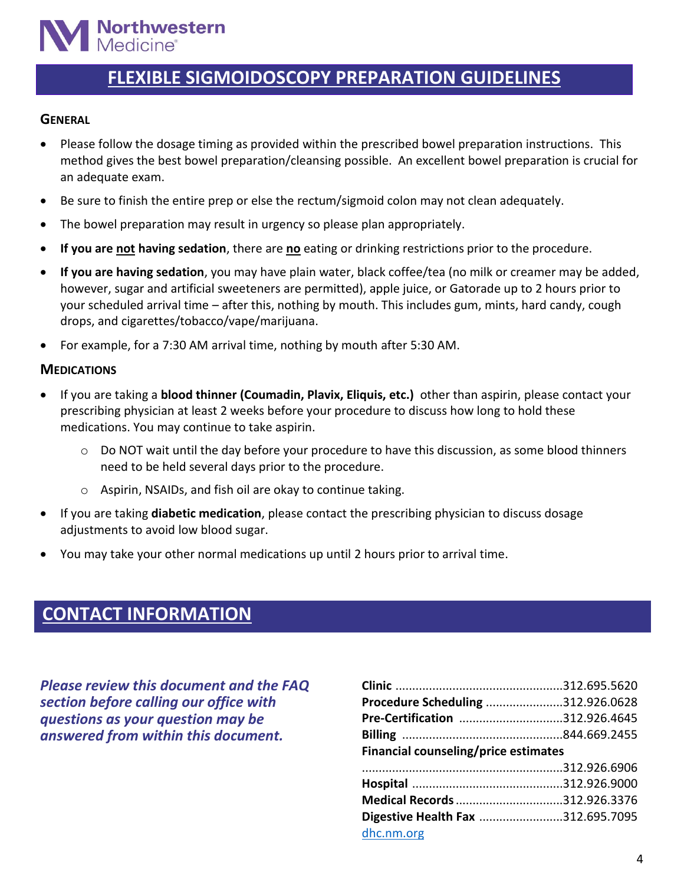Northwestern Medicine

# FLEXIBLE SIGMOIDOSCOPY PREPARATION GUIDELINES

### GENERAL

- Please follow the dosage timing as provided within the prescribed bowel preparation instructions. This method gives the best bowel preparation/cleansing possible. An excellent bowel preparation is crucial for an adequate exam.
- Be sure to finish the entire prep or else the rectum/sigmoid colon may not clean adequately.
- The bowel preparation may result in urgency so please plan appropriately.
- **If you are <u>not</u> having sedation**, there are **<u>no</u>** eating or drinking restrictions prior to the procedure.
- **If you are having sedation**, you may have plain water, black coffee/tea (no milk or creamer may be added, however, sugar and artificial sweeteners are permitted), apple juice, or Gatorade up to 2 hours prior to your scheduled arrival time – after this, nothing by mouth. This includes gum, mints, hard candy, cough drops, and cigarettes/tobacco/vape/marijuana.
- For example, for a 7:30 AM arrival time, nothing by mouth after 5:30 AM.

### MEDICATIONS

- If you are taking a **blood thinner (Coumadin, Plavix, Eliquis, etc.)** other than aspirin, please contact your prescribing physician at least 2 weeks before your procedure to discuss how long to hold these medications. You may continue to take aspirin.
  - Do NOT wait until the day before your procedure to have this discussion, as some blood thinners need to be held several days prior to the procedure.
  - Aspirin, NSAIDs, and fish oil are okay to continue taking.
- If you are taking **diabetic medication**, please contact the prescribing physician to discuss dosage adjustments to avoid low blood sugar.
- You may take your other normal medications up until 2 hours prior to arrival time.

## CONTACT INFORMATION

***Please review this document and the FAQ section before calling our office with questions as your question may be answered from within this document.***

**Clinic** ................................................312.695.5620
**Procedure Scheduling** ......................312.926.0628
**Pre-Certification** ..............................312.926.4645
**Billing** ..............................................844.669.2455
**Financial counseling/price estimates**
..........................................................312.926.6906
**Hospital** ............................................312.926.9000
**Medical Records** ...............................312.926.3376
**Digestive Health Fax** ........................312.695.7095
dhc.nm.org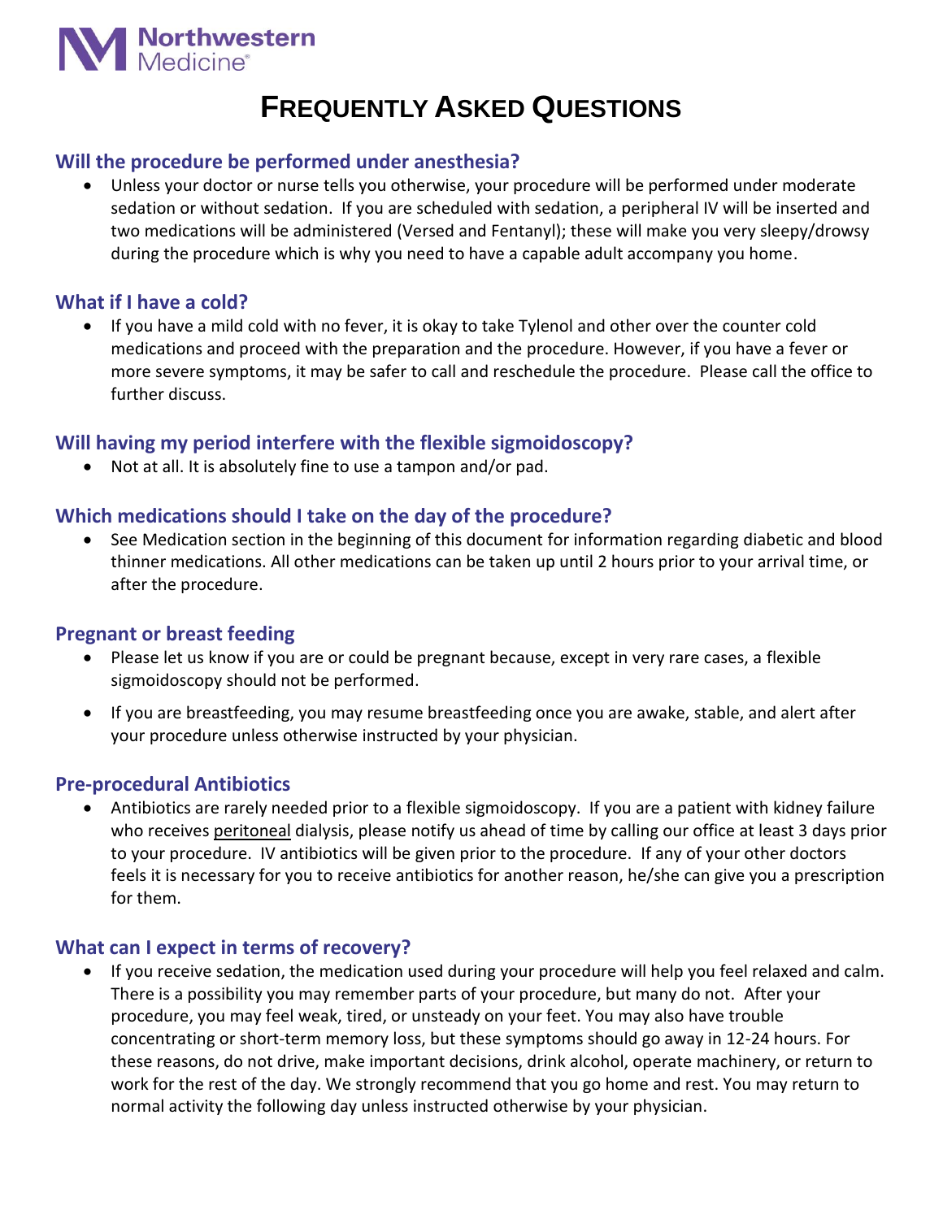Northwestern Medicine®

# FREQUENTLY ASKED QUESTIONS

## Will the procedure be performed under anesthesia?

- Unless your doctor or nurse tells you otherwise, your procedure will be performed under moderate sedation or without sedation. If you are scheduled with sedation, a peripheral IV will be inserted and two medications will be administered (Versed and Fentanyl); these will make you very sleepy/drowsy during the procedure which is why you need to have a capable adult accompany you home.

## What if I have a cold?

- If you have a mild cold with no fever, it is okay to take Tylenol and other over the counter cold medications and proceed with the preparation and the procedure. However, if you have a fever or more severe symptoms, it may be safer to call and reschedule the procedure. Please call the office to further discuss.

## Will having my period interfere with the flexible sigmoidoscopy?

- Not at all. It is absolutely fine to use a tampon and/or pad.

## Which medications should I take on the day of the procedure?

- See Medication section in the beginning of this document for information regarding diabetic and blood thinner medications. All other medications can be taken up until 2 hours prior to your arrival time, or after the procedure.

## Pregnant or breast feeding

- Please let us know if you are or could be pregnant because, except in very rare cases, a flexible sigmoidoscopy should not be performed.
- If you are breastfeeding, you may resume breastfeeding once you are awake, stable, and alert after your procedure unless otherwise instructed by your physician.

## Pre-procedural Antibiotics

- Antibiotics are rarely needed prior to a flexible sigmoidoscopy. If you are a patient with kidney failure who receives peritoneal dialysis, please notify us ahead of time by calling our office at least 3 days prior to your procedure. IV antibiotics will be given prior to the procedure. If any of your other doctors feels it is necessary for you to receive antibiotics for another reason, he/she can give you a prescription for them.

## What can I expect in terms of recovery?

- If you receive sedation, the medication used during your procedure will help you feel relaxed and calm. There is a possibility you may remember parts of your procedure, but many do not. After your procedure, you may feel weak, tired, or unsteady on your feet. You may also have trouble concentrating or short-term memory loss, but these symptoms should go away in 12-24 hours. For these reasons, do not drive, make important decisions, drink alcohol, operate machinery, or return to work for the rest of the day. We strongly recommend that you go home and rest. You may return to normal activity the following day unless instructed otherwise by your physician.